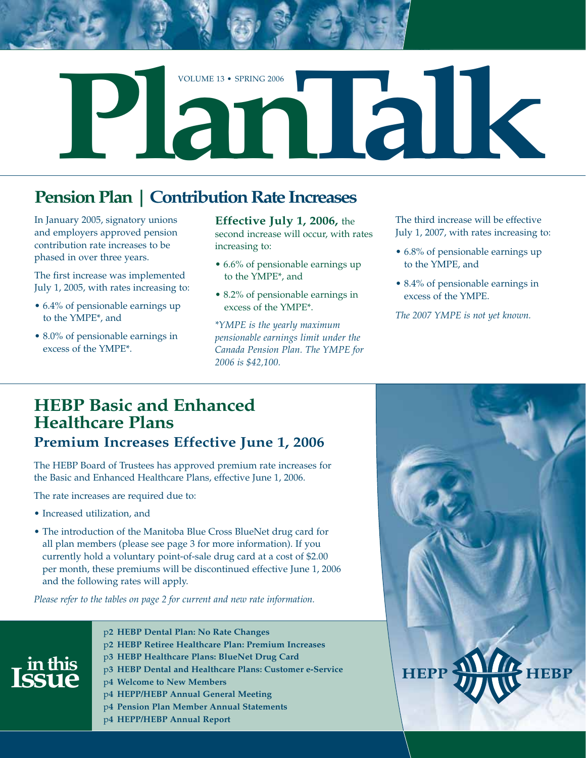# PlanTalk

VOLUME 13 • SPRING 2006

## Pension Plan | Contribution Rate Increases

In January 2005, signatory unions and employers approved pension contribution rate increases to be phased in over three years.

The first increase was implemented July 1, 2005, with rates increasing to:

- 6.4% of pensionable earnings up to the YMPE*, and
- 8.0% of pensionable earnings in excess of the YMPE*.

**Effective July 1, 2006,** the second increase will occur, with rates increasing to:

- 6.6% of pensionable earnings up to the YMPE*, and
- 8.2% of pensionable earnings in excess of the YMPE*.

*\*YMPE is the yearly maximum pensionable earnings limit under the Canada Pension Plan. The YMPE for 2006 is $42,100.*

The third increase will be effective July 1, 2007, with rates increasing to:

- 6.8% of pensionable earnings up to the YMPE, and
- 8.4% of pensionable earnings in excess of the YMPE.

*The 2007 YMPE is not yet known.*

## HEBP Basic and Enhanced Healthcare Plans

### Premium Increases Effective June 1, 2006

The HEBP Board of Trustees has approved premium rate increases for the Basic and Enhanced Healthcare Plans, effective June 1, 2006.

The rate increases are required due to:

- Increased utilization, and
- The introduction of the Manitoba Blue Cross BlueNet drug card for all plan members (please see page 3 for more information). If you currently hold a voluntary point-of-sale drug card at a cost of $2.00 per month, these premiums will be discontinued effective June 1, 2006 and the following rates will apply.

*Please refer to the tables on page 2 for current and new rate information.*

## in this Issue

- p2 **HEBP Dental Plan: No Rate Changes**
- p2 **HEBP Retiree Healthcare Plan: Premium Increases**
- p3 **HEBP Healthcare Plans: BlueNet Drug Card**
- p3 **HEBP Dental and Healthcare Plans: Customer e-Service**
- p4 **Welcome to New Members**
- p4 **HEPP/HEBP Annual General Meeting**
- p4 **Pension Plan Member Annual Statements**
- p4 **HEPP/HEBP Annual Report**

HEPP HEBP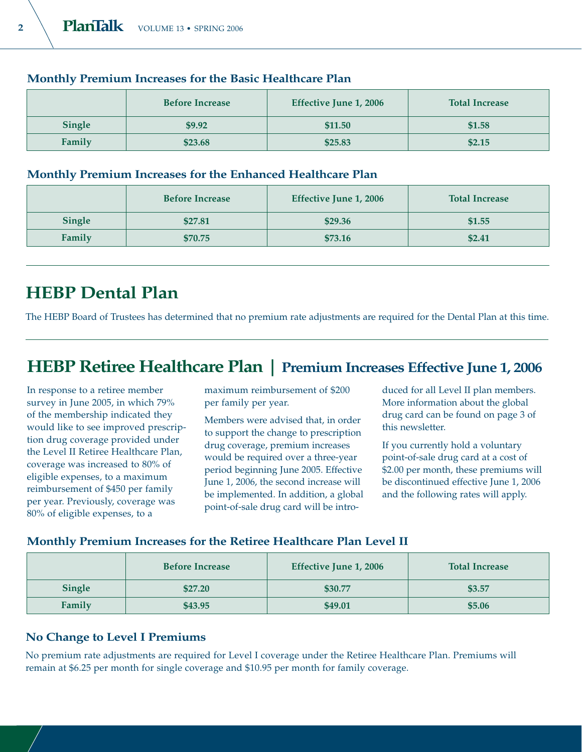### Monthly Premium Increases for the Basic Healthcare Plan

| | Before Increase | Effective June 1, 2006 | Total Increase |
|---|---|---|---|
| **Single** | $9.92 | $11.50 | $1.58 |
| **Family** | $23.68 | $25.83 | $2.15 |

### Monthly Premium Increases for the Enhanced Healthcare Plan

| | Before Increase | Effective June 1, 2006 | Total Increase |
|---|---|---|---|
| **Single** | $27.81 | $29.36 | $1.55 |
| **Family** | $70.75 | $73.16 | $2.41 |

## HEBP Dental Plan

The HEBP Board of Trustees has determined that no premium rate adjustments are required for the Dental Plan at this time.

## HEBP Retiree Healthcare Plan | Premium Increases Effective June 1, 2006

In response to a retiree member survey in June 2005, in which 79% of the membership indicated they would like to see improved prescription drug coverage provided under the Level II Retiree Healthcare Plan, coverage was increased to 80% of eligible expenses, to a maximum reimbursement of $450 per family per year. Previously, coverage was 80% of eligible expenses, to a maximum reimbursement of $200 per family per year.

Members were advised that, in order to support the change to prescription drug coverage, premium increases would be required over a three-year period beginning June 2005. Effective June 1, 2006, the second increase will be implemented. In addition, a global point-of-sale drug card will be introduced for all Level II plan members. More information about the global drug card can be found on page 3 of this newsletter.

If you currently hold a voluntary point-of-sale drug card at a cost of $2.00 per month, these premiums will be discontinued effective June 1, 2006 and the following rates will apply.

### Monthly Premium Increases for the Retiree Healthcare Plan Level II

| | Before Increase | Effective June 1, 2006 | Total Increase |
|---|---|---|---|
| **Single** | $27.20 | $30.77 | $3.57 |
| **Family** | $43.95 | $49.01 | $5.06 |

### No Change to Level I Premiums

No premium rate adjustments are required for Level I coverage under the Retiree Healthcare Plan. Premiums will remain at $6.25 per month for single coverage and $10.95 per month for family coverage.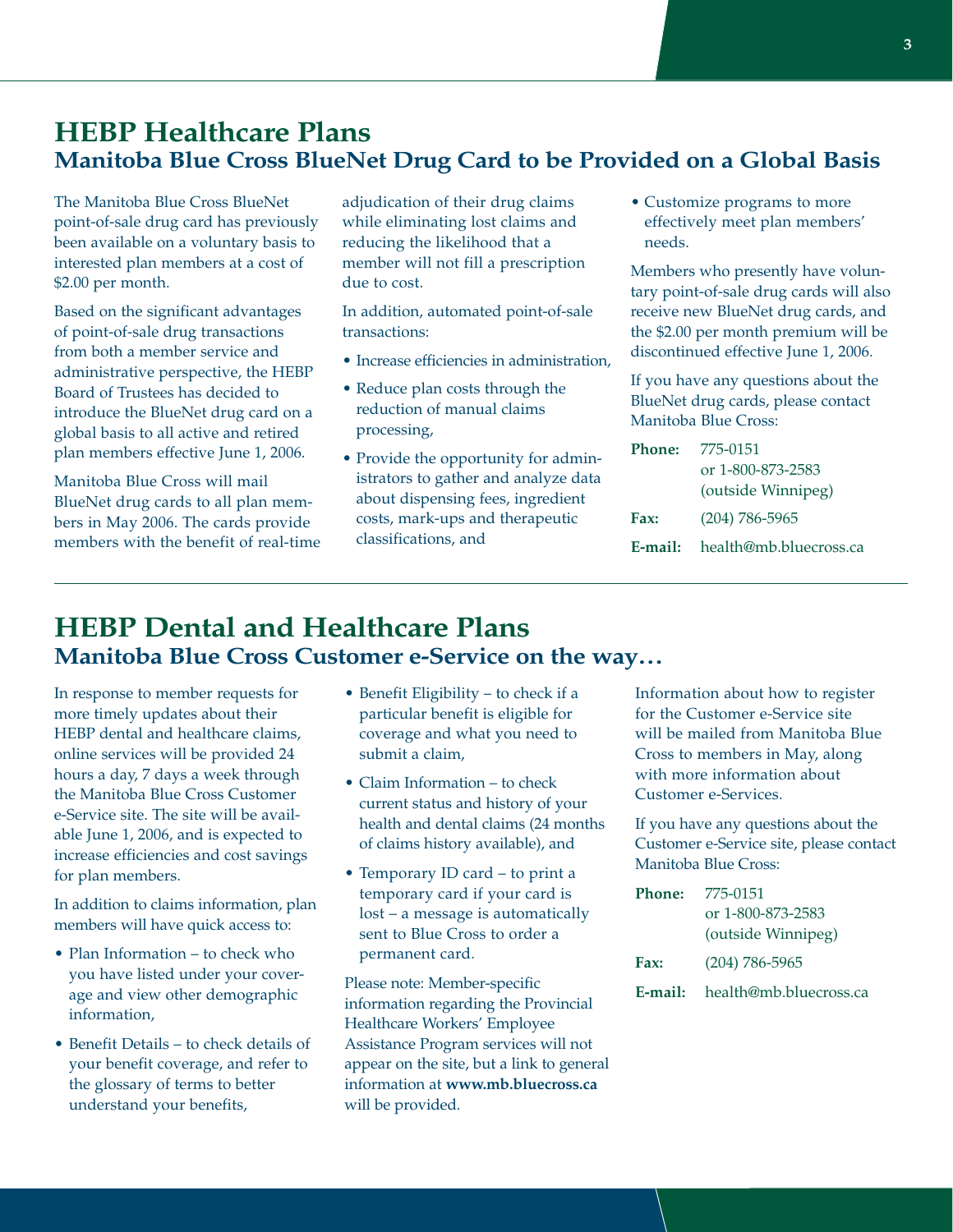# HEBP Healthcare Plans

## Manitoba Blue Cross BlueNet Drug Card to be Provided on a Global Basis

The Manitoba Blue Cross BlueNet point-of-sale drug card has previously been available on a voluntary basis to interested plan members at a cost of $2.00 per month.

Based on the significant advantages of point-of-sale drug transactions from both a member service and administrative perspective, the HEBP Board of Trustees has decided to introduce the BlueNet drug card on a global basis to all active and retired plan members effective June 1, 2006.

Manitoba Blue Cross will mail BlueNet drug cards to all plan members in May 2006. The cards provide members with the benefit of real-time adjudication of their drug claims while eliminating lost claims and reducing the likelihood that a member will not fill a prescription due to cost.

In addition, automated point-of-sale transactions:

- Increase efficiencies in administration,
- Reduce plan costs through the reduction of manual claims processing,
- Provide the opportunity for administrators to gather and analyze data about dispensing fees, ingredient costs, mark-ups and therapeutic classifications, and
- Customize programs to more effectively meet plan members' needs.

Members who presently have voluntary point-of-sale drug cards will also receive new BlueNet drug cards, and the $2.00 per month premium will be discontinued effective June 1, 2006.

If you have any questions about the BlueNet drug cards, please contact Manitoba Blue Cross:

**Phone:** 775-0151
or 1-800-873-2583
(outside Winnipeg)

**Fax:** (204) 786-5965

**E-mail:** health@mb.bluecross.ca

# HEBP Dental and Healthcare Plans

## Manitoba Blue Cross Customer e-Service on the way…

In response to member requests for more timely updates about their HEBP dental and healthcare claims, online services will be provided 24 hours a day, 7 days a week through the Manitoba Blue Cross Customer e-Service site. The site will be available June 1, 2006, and is expected to increase efficiencies and cost savings for plan members.

In addition to claims information, plan members will have quick access to:

- Plan Information – to check who you have listed under your coverage and view other demographic information,
- Benefit Details – to check details of your benefit coverage, and refer to the glossary of terms to better understand your benefits,
- Benefit Eligibility – to check if a particular benefit is eligible for coverage and what you need to submit a claim,
- Claim Information – to check current status and history of your health and dental claims (24 months of claims history available), and
- Temporary ID card – to print a temporary card if your card is lost – a message is automatically sent to Blue Cross to order a permanent card.

Please note: Member-specific information regarding the Provincial Healthcare Workers' Employee Assistance Program services will not appear on the site, but a link to general information at **www.mb.bluecross.ca** will be provided.

Information about how to register for the Customer e-Service site will be mailed from Manitoba Blue Cross to members in May, along with more information about Customer e-Services.

If you have any questions about the Customer e-Service site, please contact Manitoba Blue Cross:

**Phone:** 775-0151
or 1-800-873-2583
(outside Winnipeg)

**Fax:** (204) 786-5965

**E-mail:** health@mb.bluecross.ca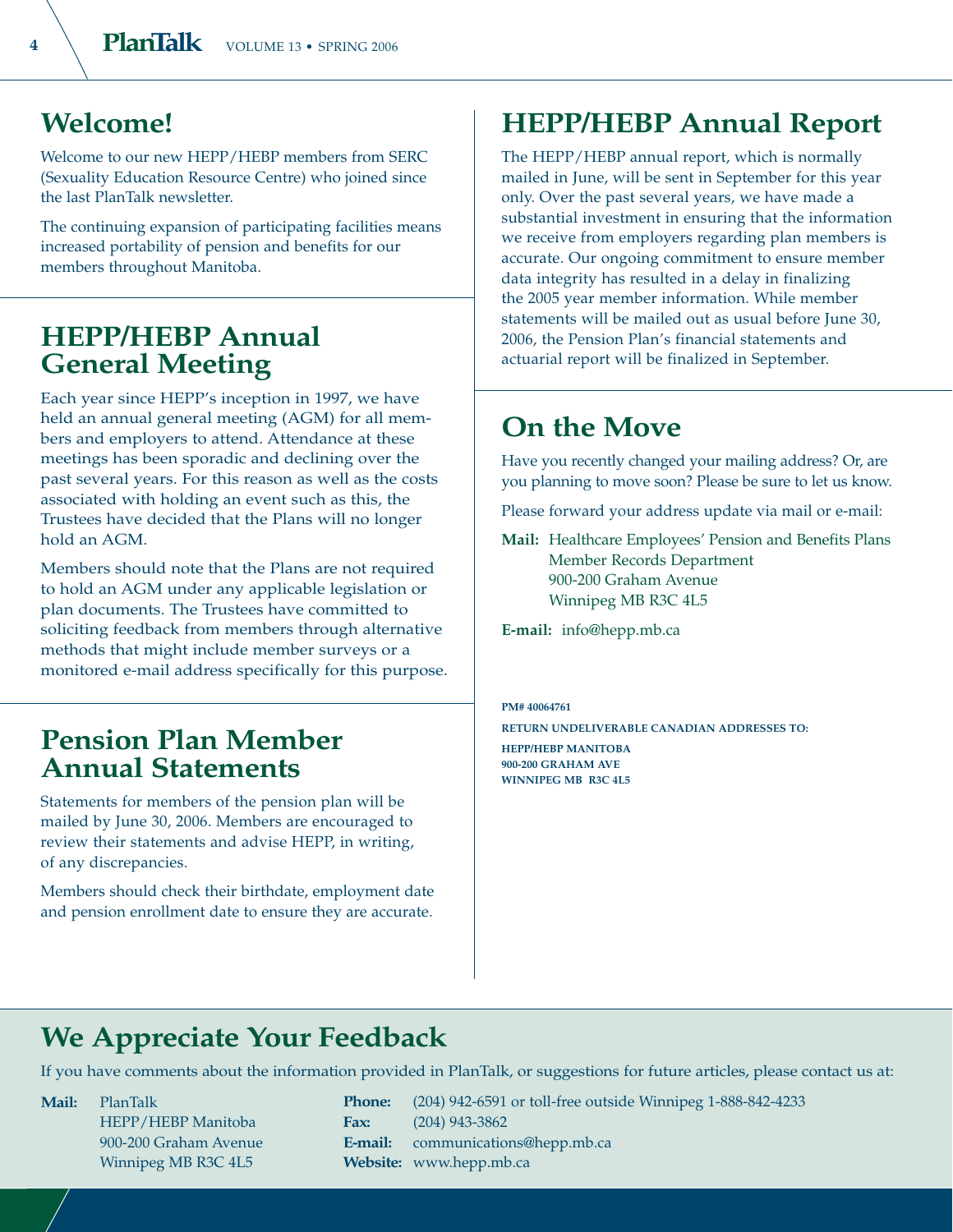## Welcome!

Welcome to our new HEPP/HEBP members from SERC (Sexuality Education Resource Centre) who joined since the last PlanTalk newsletter.

The continuing expansion of participating facilities means increased portability of pension and benefits for our members throughout Manitoba.

## HEPP/HEBP Annual General Meeting

Each year since HEPP's inception in 1997, we have held an annual general meeting (AGM) for all members and employers to attend. Attendance at these meetings has been sporadic and declining over the past several years. For this reason as well as the costs associated with holding an event such as this, the Trustees have decided that the Plans will no longer hold an AGM.

Members should note that the Plans are not required to hold an AGM under any applicable legislation or plan documents. The Trustees have committed to soliciting feedback from members through alternative methods that might include member surveys or a monitored e-mail address specifically for this purpose.

## Pension Plan Member Annual Statements

Statements for members of the pension plan will be mailed by June 30, 2006. Members are encouraged to review their statements and advise HEPP, in writing, of any discrepancies.

Members should check their birthdate, employment date and pension enrollment date to ensure they are accurate.

## HEPP/HEBP Annual Report

The HEPP/HEBP annual report, which is normally mailed in June, will be sent in September for this year only. Over the past several years, we have made a substantial investment in ensuring that the information we receive from employers regarding plan members is accurate. Our ongoing commitment to ensure member data integrity has resulted in a delay in finalizing the 2005 year member information. While member statements will be mailed out as usual before June 30, 2006, the Pension Plan's financial statements and actuarial report will be finalized in September.

## On the Move

Have you recently changed your mailing address? Or, are you planning to move soon? Please be sure to let us know.

Please forward your address update via mail or e-mail:

**Mail:** Healthcare Employees' Pension and Benefits Plans
Member Records Department
900-200 Graham Avenue
Winnipeg MB R3C 4L5

**E-mail:** info@hepp.mb.ca

**PM# 40064761**

**RETURN UNDELIVERABLE CANADIAN ADDRESSES TO:**

**HEPP/HEBP MANITOBA**
**900-200 GRAHAM AVE**
**WINNIPEG MB R3C 4L5**

## We Appreciate Your Feedback

If you have comments about the information provided in PlanTalk, or suggestions for future articles, please contact us at:

**Mail:** PlanTalk
HEPP/HEBP Manitoba
900-200 Graham Avenue
Winnipeg MB R3C 4L5

**Phone:** (204) 942-6591 or toll-free outside Winnipeg 1-888-842-4233
**Fax:** (204) 943-3862
**E-mail:** communications@hepp.mb.ca
**Website:** www.hepp.mb.ca